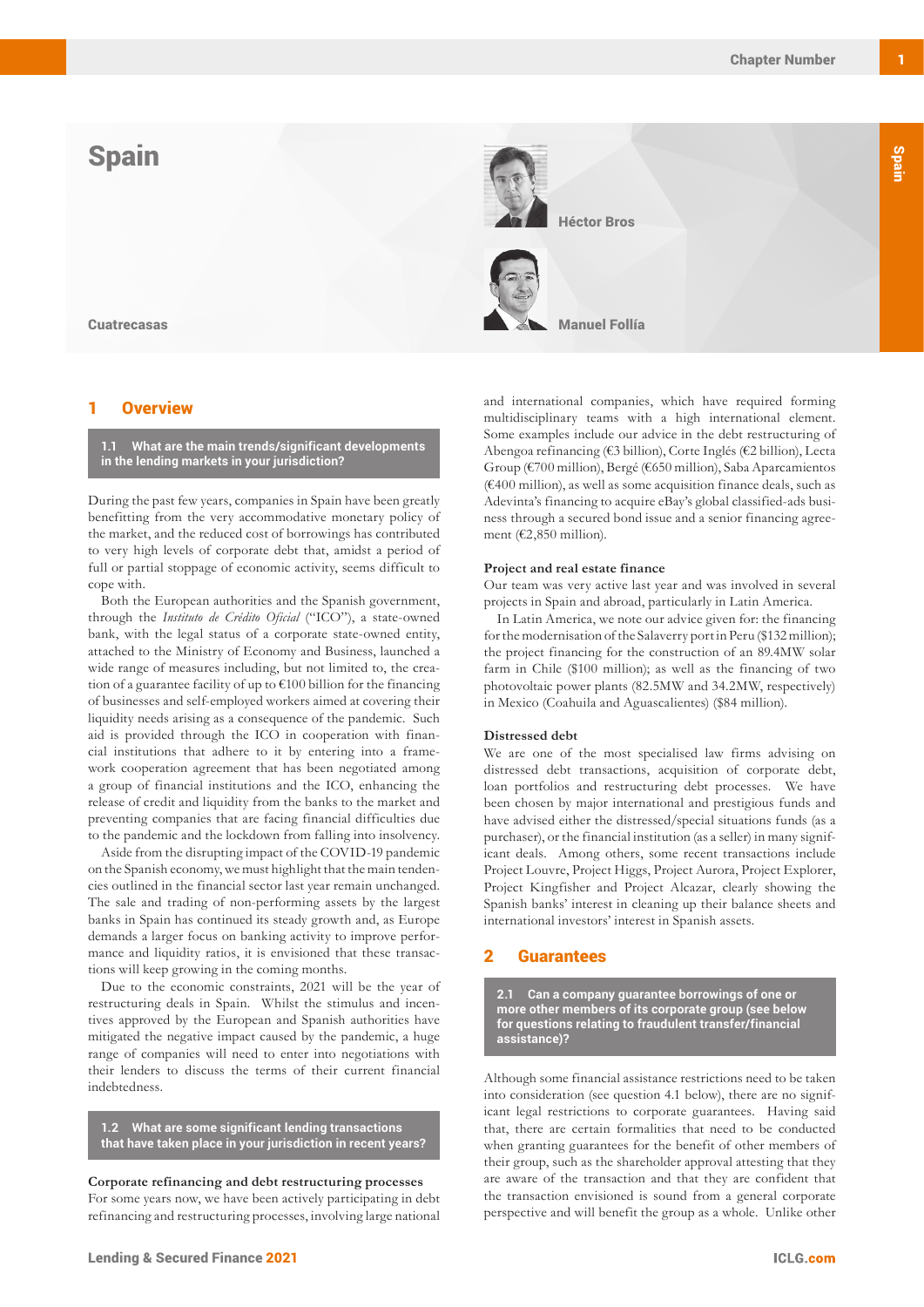# Spain

Héctor Bros

Manuel Follía

Cuatrecasas

## 1 Overview

### 1.1 What are the main trends/significant developments in the lending markets in your jurisdiction?

During the past few years, companies in Spain have been greatly benefitting from the very accommodative monetary policy of the market, and the reduced cost of borrowings has contributed to very high levels of corporate debt that, amidst a period of full or partial stoppage of economic activity, seems difficult to cope with.

Both the European authorities and the Spanish government, through the *Instituto de Crédito Oficial* ("ICO"), a state-owned bank, with the legal status of a corporate state-owned entity, attached to the Ministry of Economy and Business, launched a wide range of measures including, but not limited to, the creation of a guarantee facility of up to €100 billion for the financing of businesses and self-employed workers aimed at covering their liquidity needs arising as a consequence of the pandemic. Such aid is provided through the ICO in cooperation with financial institutions that adhere to it by entering into a framework cooperation agreement that has been negotiated among a group of financial institutions and the ICO, enhancing the release of credit and liquidity from the banks to the market and preventing companies that are facing financial difficulties due to the pandemic and the lockdown from falling into insolvency.

Aside from the disrupting impact of the COVID-19 pandemic on the Spanish economy, we must highlight that the main tendencies outlined in the financial sector last year remain unchanged. The sale and trading of non-performing assets by the largest banks in Spain has continued its steady growth and, as Europe demands a larger focus on banking activity to improve performance and liquidity ratios, it is envisioned that these transactions will keep growing in the coming months.

Due to the economic constraints, 2021 will be the year of restructuring deals in Spain. Whilst the stimulus and incentives approved by the European and Spanish authorities have mitigated the negative impact caused by the pandemic, a huge range of companies will need to enter into negotiations with their lenders to discuss the terms of their current financial indebtedness.

### 1.2 What are some significant lending transactions that have taken place in your jurisdiction in recent years?

**Corporate refinancing and debt restructuring processes**

For some years now, we have been actively participating in debt refinancing and restructuring processes, involving large national and international companies, which have required forming multidisciplinary teams with a high international element. Some examples include our advice in the debt restructuring of Abengoa refinancing (€3 billion), Corte Inglés (€2 billion), Lecta Group (€700 million), Bergé (€650 million), Saba Aparcamientos (€400 million), as well as some acquisition finance deals, such as Adevinta's financing to acquire eBay's global classified-ads business through a secured bond issue and a senior financing agreement (€2,850 million).

**Project and real estate finance**

Our team was very active last year and was involved in several projects in Spain and abroad, particularly in Latin America.

In Latin America, we note our advice given for: the financing for the modernisation of the Salaverry port in Peru ($132 million); the project financing for the construction of an 89.4MW solar farm in Chile ($100 million); as well as the financing of two photovoltaic power plants (82.5MW and 34.2MW, respectively) in Mexico (Coahuila and Aguascalientes) ($84 million).

**Distressed debt**

We are one of the most specialised law firms advising on distressed debt transactions, acquisition of corporate debt, loan portfolios and restructuring debt processes. We have been chosen by major international and prestigious funds and have advised either the distressed/special situations funds (as a purchaser), or the financial institution (as a seller) in many significant deals. Among others, some recent transactions include Project Louvre, Project Higgs, Project Aurora, Project Explorer, Project Kingfisher and Project Alcazar, clearly showing the Spanish banks' interest in cleaning up their balance sheets and international investors' interest in Spanish assets.

## 2 Guarantees

### 2.1 Can a company guarantee borrowings of one or more other members of its corporate group (see below for questions relating to fraudulent transfer/financial assistance)?

Although some financial assistance restrictions need to be taken into consideration (see question 4.1 below), there are no significant legal restrictions to corporate guarantees. Having said that, there are certain formalities that need to be conducted when granting guarantees for the benefit of other members of their group, such as the shareholder approval attesting that they are aware of the transaction and that they are confident that the transaction envisioned is sound from a general corporate perspective and will benefit the group as a whole. Unlike other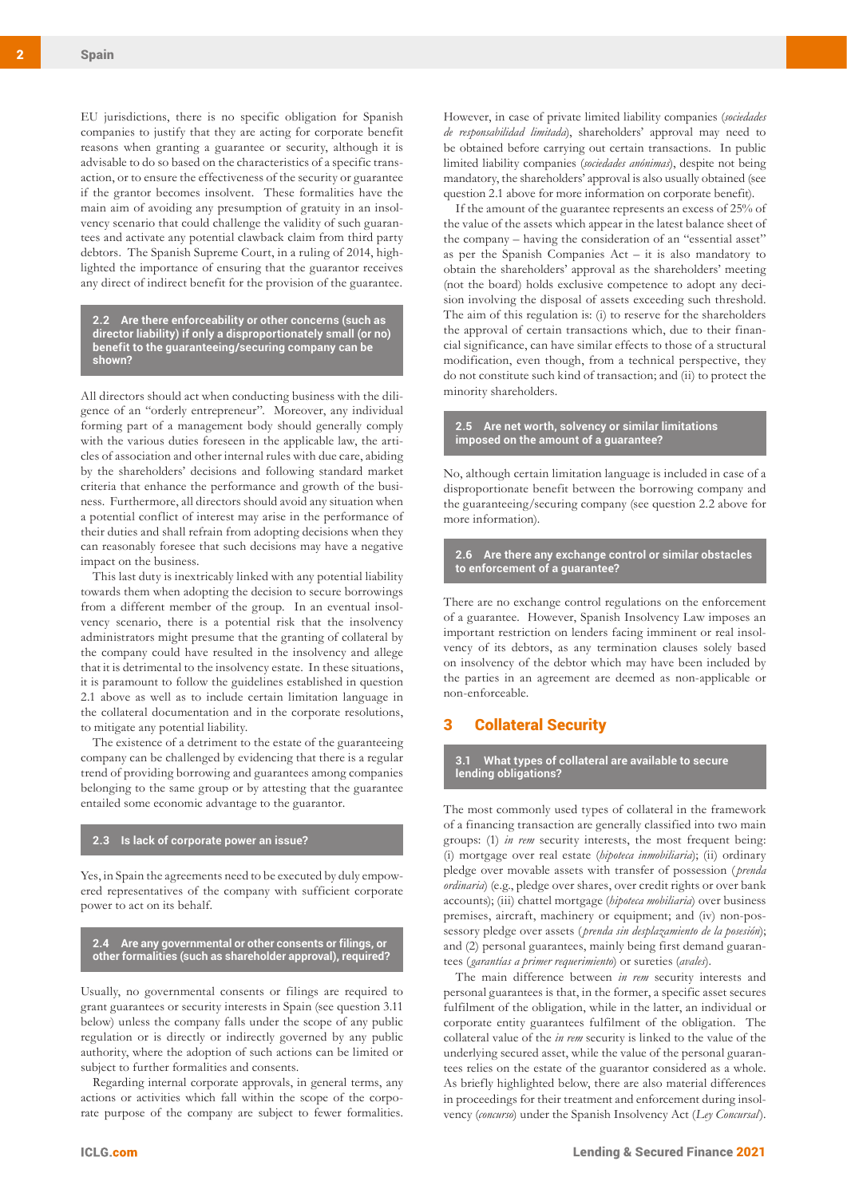EU jurisdictions, there is no specific obligation for Spanish companies to justify that they are acting for corporate benefit reasons when granting a guarantee or security, although it is advisable to do so based on the characteristics of a specific transaction, or to ensure the effectiveness of the security or guarantee if the grantor becomes insolvent. These formalities have the main aim of avoiding any presumption of gratuity in an insolvency scenario that could challenge the validity of such guarantees and activate any potential clawback claim from third party debtors. The Spanish Supreme Court, in a ruling of 2014, highlighted the importance of ensuring that the guarantor receives any direct of indirect benefit for the provision of the guarantee.

### 2.2 Are there enforceability or other concerns (such as director liability) if only a disproportionately small (or no) benefit to the guaranteeing/securing company can be shown?

All directors should act when conducting business with the diligence of an "orderly entrepreneur". Moreover, any individual forming part of a management body should generally comply with the various duties foreseen in the applicable law, the articles of association and other internal rules with due care, abiding by the shareholders' decisions and following standard market criteria that enhance the performance and growth of the business. Furthermore, all directors should avoid any situation when a potential conflict of interest may arise in the performance of their duties and shall refrain from adopting decisions when they can reasonably foresee that such decisions may have a negative impact on the business.

This last duty is inextricably linked with any potential liability towards them when adopting the decision to secure borrowings from a different member of the group. In an eventual insolvency scenario, there is a potential risk that the insolvency administrators might presume that the granting of collateral by the company could have resulted in the insolvency and allege that it is detrimental to the insolvency estate. In these situations, it is paramount to follow the guidelines established in question 2.1 above as well as to include certain limitation language in the collateral documentation and in the corporate resolutions, to mitigate any potential liability.

The existence of a detriment to the estate of the guaranteeing company can be challenged by evidencing that there is a regular trend of providing borrowing and guarantees among companies belonging to the same group or by attesting that the guarantee entailed some economic advantage to the guarantor.

### 2.3 Is lack of corporate power an issue?

Yes, in Spain the agreements need to be executed by duly empowered representatives of the company with sufficient corporate power to act on its behalf.

### 2.4 Are any governmental or other consents or filings, or other formalities (such as shareholder approval), required?

Usually, no governmental consents or filings are required to grant guarantees or security interests in Spain (see question 3.11 below) unless the company falls under the scope of any public regulation or is directly or indirectly governed by any public authority, where the adoption of such actions can be limited or subject to further formalities and consents.

Regarding internal corporate approvals, in general terms, any actions or activities which fall within the scope of the corporate purpose of the company are subject to fewer formalities. However, in case of private limited liability companies (*sociedades de responsabilidad limitada*), shareholders' approval may need to be obtained before carrying out certain transactions. In public limited liability companies (*sociedades anónimas*), despite not being mandatory, the shareholders' approval is also usually obtained (see question 2.1 above for more information on corporate benefit).

If the amount of the guarantee represents an excess of 25% of the value of the assets which appear in the latest balance sheet of the company – having the consideration of an "essential asset" as per the Spanish Companies Act – it is also mandatory to obtain the shareholders' approval as the shareholders' meeting (not the board) holds exclusive competence to adopt any decision involving the disposal of assets exceeding such threshold. The aim of this regulation is: (i) to reserve for the shareholders the approval of certain transactions which, due to their financial significance, can have similar effects to those of a structural modification, even though, from a technical perspective, they do not constitute such kind of transaction; and (ii) to protect the minority shareholders.

### 2.5 Are net worth, solvency or similar limitations imposed on the amount of a guarantee?

No, although certain limitation language is included in case of a disproportionate benefit between the borrowing company and the guaranteeing/securing company (see question 2.2 above for more information).

### 2.6 Are there any exchange control or similar obstacles to enforcement of a guarantee?

There are no exchange control regulations on the enforcement of a guarantee. However, Spanish Insolvency Law imposes an important restriction on lenders facing imminent or real insolvency of its debtors, as any termination clauses solely based on insolvency of the debtor which may have been included by the parties in an agreement are deemed as non-applicable or non-enforceable.

## 3 Collateral Security

### 3.1 What types of collateral are available to secure lending obligations?

The most commonly used types of collateral in the framework of a financing transaction are generally classified into two main groups: (1) *in rem* security interests, the most frequent being: (i) mortgage over real estate (*hipoteca inmobiliaria*); (ii) ordinary pledge over movable assets with transfer of possession (*prenda ordinaria*) (e.g., pledge over shares, over credit rights or over bank accounts); (iii) chattel mortgage (*hipoteca mobiliaria*) over business premises, aircraft, machinery or equipment; and (iv) non-possessory pledge over assets (*prenda sin desplazamiento de la posesión*); and (2) personal guarantees, mainly being first demand guarantees (*garantías a primer requerimiento*) or sureties (*avales*).

The main difference between *in rem* security interests and personal guarantees is that, in the former, a specific asset secures fulfilment of the obligation, while in the latter, an individual or corporate entity guarantees fulfilment of the obligation. The collateral value of the *in rem* security is linked to the value of the underlying secured asset, while the value of the personal guarantees relies on the estate of the guarantor considered as a whole. As briefly highlighted below, there are also material differences in proceedings for their treatment and enforcement during insolvency (*concurso*) under the Spanish Insolvency Act (*Ley Concursal*).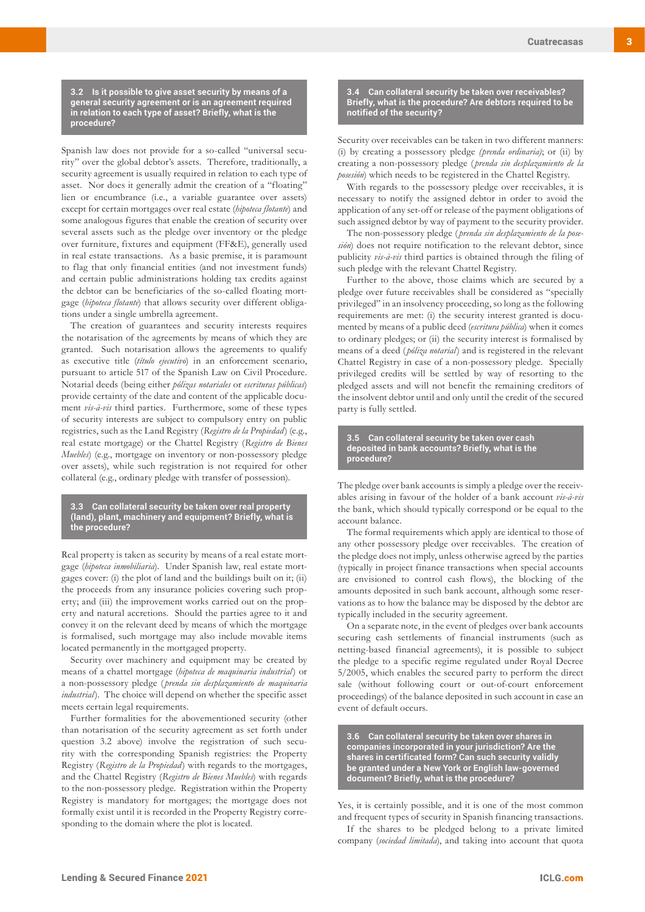### 3.2 Is it possible to give asset security by means of a general security agreement or is an agreement required in relation to each type of asset? Briefly, what is the procedure?

Spanish law does not provide for a so-called "universal security" over the global debtor's assets. Therefore, traditionally, a security agreement is usually required in relation to each type of asset. Nor does it generally admit the creation of a "floating" lien or encumbrance (i.e., a variable guarantee over assets) except for certain mortgages over real estate (*hipoteca flotante*) and some analogous figures that enable the creation of security over several assets such as the pledge over inventory or the pledge over furniture, fixtures and equipment (FF&E), generally used in real estate transactions. As a basic premise, it is paramount to flag that only financial entities (and not investment funds) and certain public administrations holding tax credits against the debtor can be beneficiaries of the so-called floating mortgage (*hipoteca flotante*) that allows security over different obligations under a single umbrella agreement.

The creation of guarantees and security interests requires the notarisation of the agreements by means of which they are granted. Such notarisation allows the agreements to qualify as executive title (*título ejecutivo*) in an enforcement scenario, pursuant to article 517 of the Spanish Law on Civil Procedure. Notarial deeds (being either *pólizas notariales* or *escrituras públicas*) provide certainty of the date and content of the applicable document *vis-à-vis* third parties. Furthermore, some of these types of security interests are subject to compulsory entry on public registries, such as the Land Registry (*Registro de la Propiedad*) (e.g., real estate mortgage) or the Chattel Registry (*Registro de Bienes Muebles*) (e.g., mortgage on inventory or non-possessory pledge over assets), while such registration is not required for other collateral (e.g., ordinary pledge with transfer of possession).

### 3.3 Can collateral security be taken over real property (land), plant, machinery and equipment? Briefly, what is the procedure?

Real property is taken as security by means of a real estate mortgage (*hipoteca inmobiliaria*). Under Spanish law, real estate mortgages cover: (i) the plot of land and the buildings built on it; (ii) the proceeds from any insurance policies covering such property; and (iii) the improvement works carried out on the property and natural accretions. Should the parties agree to it and convey it on the relevant deed by means of which the mortgage is formalised, such mortgage may also include movable items located permanently in the mortgaged property.

Security over machinery and equipment may be created by means of a chattel mortgage (*hipoteca de maquinaria industrial*) or a non-possessory pledge (*prenda sin desplazamiento de maquinaria industrial*). The choice will depend on whether the specific asset meets certain legal requirements.

Further formalities for the abovementioned security (other than notarisation of the security agreement as set forth under question 3.2 above) involve the registration of such security with the corresponding Spanish registries: the Property Registry (*Registro de la Propiedad*) with regards to the mortgages, and the Chattel Registry (*Registro de Bienes Muebles*) with regards to the non-possessory pledge. Registration within the Property Registry is mandatory for mortgages; the mortgage does not formally exist until it is recorded in the Property Registry corresponding to the domain where the plot is located.

### 3.4 Can collateral security be taken over receivables? Briefly, what is the procedure? Are debtors required to be notified of the security?

Security over receivables can be taken in two different manners: (i) by creating a possessory pledge *(prenda ordinaria)*; or (ii) by creating a non-possessory pledge (*prenda sin desplazamiento de la posesión*) which needs to be registered in the Chattel Registry.

With regards to the possessory pledge over receivables, it is necessary to notify the assigned debtor in order to avoid the application of any set-off or release of the payment obligations of such assigned debtor by way of payment to the security provider.

The non-possessory pledge (*prenda sin desplazamiento de la posesión*) does not require notification to the relevant debtor, since publicity *vis-à-vis* third parties is obtained through the filing of such pledge with the relevant Chattel Registry.

Further to the above, those claims which are secured by a pledge over future receivables shall be considered as "specially privileged" in an insolvency proceeding, so long as the following requirements are met: (i) the security interest granted is documented by means of a public deed (*escritura pública*) when it comes to ordinary pledges; or (ii) the security interest is formalised by means of a deed (*póliza notarial*) and is registered in the relevant Chattel Registry in case of a non-possessory pledge. Specially privileged credits will be settled by way of resorting to the pledged assets and will not benefit the remaining creditors of the insolvent debtor until and only until the credit of the secured party is fully settled.

### 3.5 Can collateral security be taken over cash deposited in bank accounts? Briefly, what is the procedure?

The pledge over bank accounts is simply a pledge over the receivables arising in favour of the holder of a bank account *vis-à-vis* the bank, which should typically correspond or be equal to the account balance.

The formal requirements which apply are identical to those of any other possessory pledge over receivables. The creation of the pledge does not imply, unless otherwise agreed by the parties (typically in project finance transactions when special accounts are envisioned to control cash flows), the blocking of the amounts deposited in such bank account, although some reservations as to how the balance may be disposed by the debtor are typically included in the security agreement.

On a separate note, in the event of pledges over bank accounts securing cash settlements of financial instruments (such as netting-based financial agreements), it is possible to subject the pledge to a specific regime regulated under Royal Decree 5/2005, which enables the secured party to perform the direct sale (without following court or out-of-court enforcement proceedings) of the balance deposited in such account in case an event of default occurs.

### 3.6 Can collateral security be taken over shares in companies incorporated in your jurisdiction? Are the shares in certificated form? Can such security validly be granted under a New York or English law-governed document? Briefly, what is the procedure?

Yes, it is certainly possible, and it is one of the most common and frequent types of security in Spanish financing transactions.

If the shares to be pledged belong to a private limited company (*sociedad limitada*), and taking into account that quota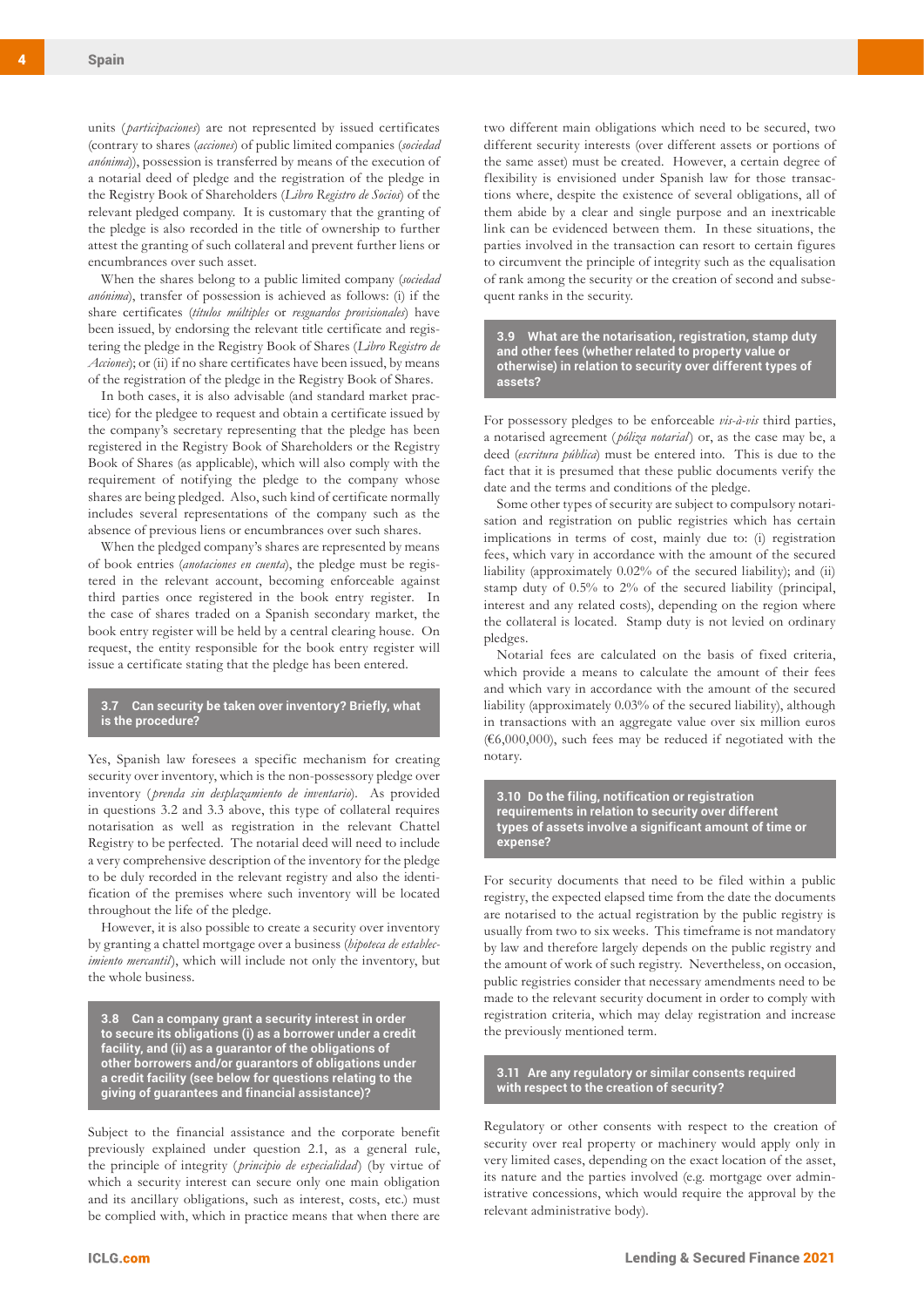units (*participaciones*) are not represented by issued certificates (contrary to shares (*acciones*) of public limited companies (*sociedad anónima*)), possession is transferred by means of the execution of a notarial deed of pledge and the registration of the pledge in the Registry Book of Shareholders (*Libro Registro de Socios*) of the relevant pledged company. It is customary that the granting of the pledge is also recorded in the title of ownership to further attest the granting of such collateral and prevent further liens or encumbrances over such asset.

When the shares belong to a public limited company (*sociedad anónima*), transfer of possession is achieved as follows: (i) if the share certificates (*títulos múltiples* or *resguardos provisionales*) have been issued, by endorsing the relevant title certificate and registering the pledge in the Registry Book of Shares (*Libro Registro de Acciones*); or (ii) if no share certificates have been issued, by means of the registration of the pledge in the Registry Book of Shares.

In both cases, it is also advisable (and standard market practice) for the pledgee to request and obtain a certificate issued by the company's secretary representing that the pledge has been registered in the Registry Book of Shareholders or the Registry Book of Shares (as applicable), which will also comply with the requirement of notifying the pledge to the company whose shares are being pledged. Also, such kind of certificate normally includes several representations of the company such as the absence of previous liens or encumbrances over such shares.

When the pledged company's shares are represented by means of book entries (*anotaciones en cuenta*), the pledge must be registered in the relevant account, becoming enforceable against third parties once registered in the book entry register. In the case of shares traded on a Spanish secondary market, the book entry register will be held by a central clearing house. On request, the entity responsible for the book entry register will issue a certificate stating that the pledge has been entered.

### 3.7 Can security be taken over inventory? Briefly, what is the procedure?

Yes, Spanish law foresees a specific mechanism for creating security over inventory, which is the non-possessory pledge over inventory (*prenda sin desplazamiento de inventario*). As provided in questions 3.2 and 3.3 above, this type of collateral requires notarisation as well as registration in the relevant Chattel Registry to be perfected. The notarial deed will need to include a very comprehensive description of the inventory for the pledge to be duly recorded in the relevant registry and also the identification of the premises where such inventory will be located throughout the life of the pledge.

However, it is also possible to create a security over inventory by granting a chattel mortgage over a business (*hipoteca de establecimiento mercantil*), which will include not only the inventory, but the whole business.

### 3.8 Can a company grant a security interest in order to secure its obligations (i) as a borrower under a credit facility, and (ii) as a guarantor of the obligations of other borrowers and/or guarantors of obligations under a credit facility (see below for questions relating to the giving of guarantees and financial assistance)?

Subject to the financial assistance and the corporate benefit previously explained under question 2.1, as a general rule, the principle of integrity (*principio de especialidad*) (by virtue of which a security interest can secure only one main obligation and its ancillary obligations, such as interest, costs, etc.) must be complied with, which in practice means that when there are two different main obligations which need to be secured, two different security interests (over different assets or portions of the same asset) must be created. However, a certain degree of flexibility is envisioned under Spanish law for those transactions where, despite the existence of several obligations, all of them abide by a clear and single purpose and an inextricable link can be evidenced between them. In these situations, the parties involved in the transaction can resort to certain figures to circumvent the principle of integrity such as the equalisation of rank among the security or the creation of second and subsequent ranks in the security.

### 3.9 What are the notarisation, registration, stamp duty and other fees (whether related to property value or otherwise) in relation to security over different types of assets?

For possessory pledges to be enforceable *vis-à-vis* third parties, a notarised agreement (*póliza notarial*) or, as the case may be, a deed (*escritura pública*) must be entered into. This is due to the fact that it is presumed that these public documents verify the date and the terms and conditions of the pledge.

Some other types of security are subject to compulsory notarisation and registration on public registries which has certain implications in terms of cost, mainly due to: (i) registration fees, which vary in accordance with the amount of the secured liability (approximately 0.02% of the secured liability); and (ii) stamp duty of 0.5% to 2% of the secured liability (principal, interest and any related costs), depending on the region where the collateral is located. Stamp duty is not levied on ordinary pledges.

Notarial fees are calculated on the basis of fixed criteria, which provide a means to calculate the amount of their fees and which vary in accordance with the amount of the secured liability (approximately 0.03% of the secured liability), although in transactions with an aggregate value over six million euros (€6,000,000), such fees may be reduced if negotiated with the notary.

### 3.10 Do the filing, notification or registration requirements in relation to security over different types of assets involve a significant amount of time or expense?

For security documents that need to be filed within a public registry, the expected elapsed time from the date the documents are notarised to the actual registration by the public registry is usually from two to six weeks. This timeframe is not mandatory by law and therefore largely depends on the public registry and the amount of work of such registry. Nevertheless, on occasion, public registries consider that necessary amendments need to be made to the relevant security document in order to comply with registration criteria, which may delay registration and increase the previously mentioned term.

### 3.11 Are any regulatory or similar consents required with respect to the creation of security?

Regulatory or other consents with respect to the creation of security over real property or machinery would apply only in very limited cases, depending on the exact location of the asset, its nature and the parties involved (e.g. mortgage over administrative concessions, which would require the approval by the relevant administrative body).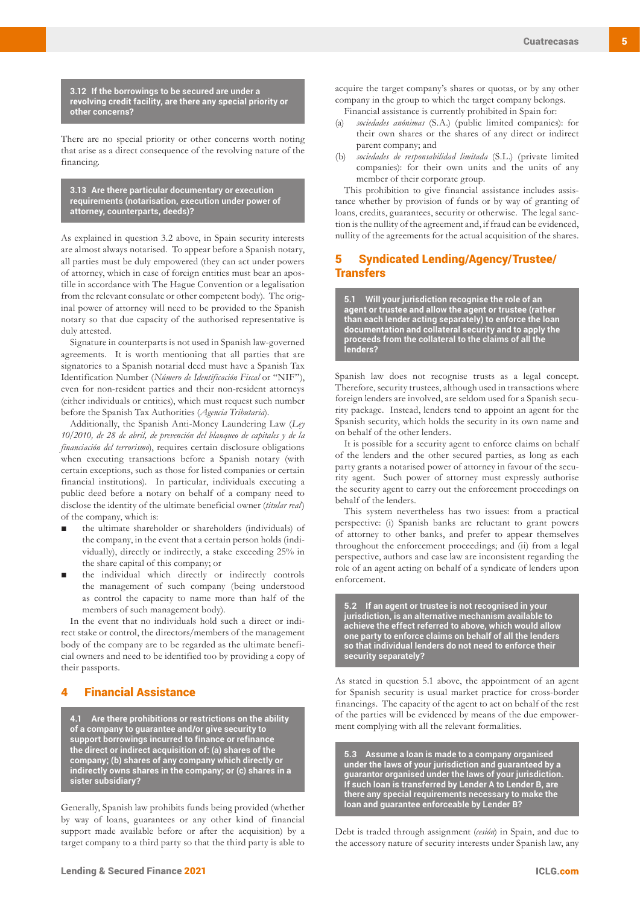### 3.12 If the borrowings to be secured are under a revolving credit facility, are there any special priority or other concerns?

There are no special priority or other concerns worth noting that arise as a direct consequence of the revolving nature of the financing.

### 3.13 Are there particular documentary or execution requirements (notarisation, execution under power of attorney, counterparts, deeds)?

As explained in question 3.2 above, in Spain security interests are almost always notarised. To appear before a Spanish notary, all parties must be duly empowered (they can act under powers of attorney, which in case of foreign entities must bear an apostille in accordance with The Hague Convention or a legalisation from the relevant consulate or other competent body). The original power of attorney will need to be provided to the Spanish notary so that due capacity of the authorised representative is duly attested.

Signature in counterparts is not used in Spanish law-governed agreements. It is worth mentioning that all parties that are signatories to a Spanish notarial deed must have a Spanish Tax Identification Number (*Número de Identificación Fiscal* or "NIF"), even for non-resident parties and their non-resident attorneys (either individuals or entities), which must request such number before the Spanish Tax Authorities (*Agencia Tributaria*).

Additionally, the Spanish Anti-Money Laundering Law (*Ley 10/2010, de 28 de abril, de prevención del blanqueo de capitales y de la financiación del terrorismo*), requires certain disclosure obligations when executing transactions before a Spanish notary (with certain exceptions, such as those for listed companies or certain financial institutions). In particular, individuals executing a public deed before a notary on behalf of a company need to disclose the identity of the ultimate beneficial owner (*titular real*) of the company, which is:

- the ultimate shareholder or shareholders (individuals) of the company, in the event that a certain person holds (individually), directly or indirectly, a stake exceeding 25% in the share capital of this company; or
- the individual which directly or indirectly controls the management of such company (being understood as control the capacity to name more than half of the members of such management body).

In the event that no individuals hold such a direct or indirect stake or control, the directors/members of the management body of the company are to be regarded as the ultimate beneficial owners and need to be identified too by providing a copy of their passports.

## 4 Financial Assistance

### 4.1 Are there prohibitions or restrictions on the ability of a company to guarantee and/or give security to support borrowings incurred to finance or refinance the direct or indirect acquisition of: (a) shares of the company; (b) shares of any company which directly or indirectly owns shares in the company; or (c) shares in a sister subsidiary?

Generally, Spanish law prohibits funds being provided (whether by way of loans, guarantees or any other kind of financial support made available before or after the acquisition) by a target company to a third party so that the third party is able to acquire the target company's shares or quotas, or by any other company in the group to which the target company belongs.

Financial assistance is currently prohibited in Spain for:

(a) *sociedades anónimas* (S.A.) (public limited companies): for their own shares or the shares of any direct or indirect parent company; and

(b) *sociedades de responsabilidad limitada* (S.L.) (private limited companies): for their own units and the units of any member of their corporate group.

This prohibition to give financial assistance includes assistance whether by provision of funds or by way of granting of loans, credits, guarantees, security or otherwise. The legal sanction is the nullity of the agreement and, if fraud can be evidenced, nullity of the agreements for the actual acquisition of the shares.

## 5 Syndicated Lending/Agency/Trustee/Transfers

### 5.1 Will your jurisdiction recognise the role of an agent or trustee and allow the agent or trustee (rather than each lender acting separately) to enforce the loan documentation and collateral security and to apply the proceeds from the collateral to the claims of all the lenders?

Spanish law does not recognise trusts as a legal concept. Therefore, security trustees, although used in transactions where foreign lenders are involved, are seldom used for a Spanish security package. Instead, lenders tend to appoint an agent for the Spanish security, which holds the security in its own name and on behalf of the other lenders.

It is possible for a security agent to enforce claims on behalf of the lenders and the other secured parties, as long as each party grants a notarised power of attorney in favour of the security agent. Such power of attorney must expressly authorise the security agent to carry out the enforcement proceedings on behalf of the lenders.

This system nevertheless has two issues: from a practical perspective: (i) Spanish banks are reluctant to grant powers of attorney to other banks, and prefer to appear themselves throughout the enforcement proceedings; and (ii) from a legal perspective, authors and case law are inconsistent regarding the role of an agent acting on behalf of a syndicate of lenders upon enforcement.

### 5.2 If an agent or trustee is not recognised in your jurisdiction, is an alternative mechanism available to achieve the effect referred to above, which would allow one party to enforce claims on behalf of all the lenders so that individual lenders do not need to enforce their security separately?

As stated in question 5.1 above, the appointment of an agent for Spanish security is usual market practice for cross-border financings. The capacity of the agent to act on behalf of the rest of the parties will be evidenced by means of the due empowerment complying with all the relevant formalities.

### 5.3 Assume a loan is made to a company organised under the laws of your jurisdiction and guaranteed by a guarantor organised under the laws of your jurisdiction. If such loan is transferred by Lender A to Lender B, are there any special requirements necessary to make the loan and guarantee enforceable by Lender B?

Debt is traded through assignment (*cesión*) in Spain, and due to the accessory nature of security interests under Spanish law, any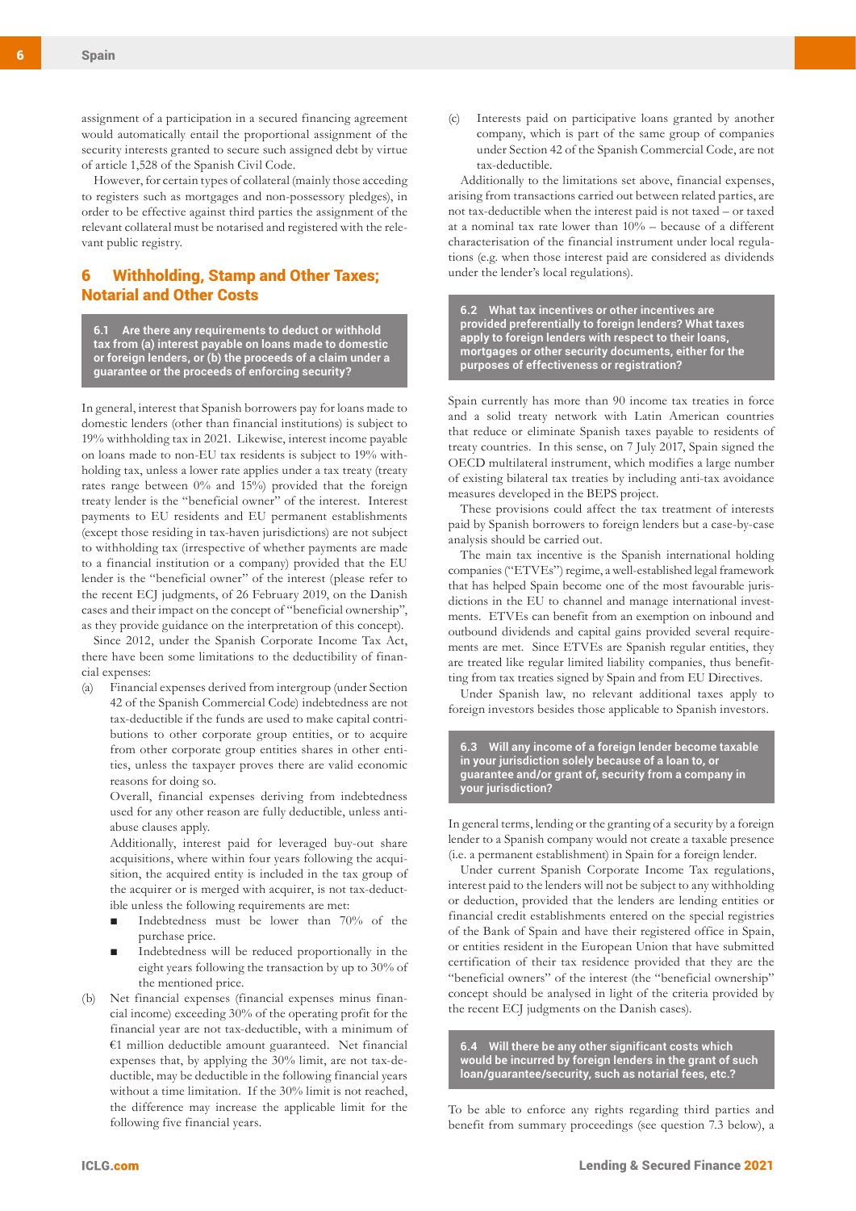assignment of a participation in a secured financing agreement would automatically entail the proportional assignment of the security interests granted to secure such assigned debt by virtue of article 1,528 of the Spanish Civil Code.

However, for certain types of collateral (mainly those acceding to registers such as mortgages and non-possessory pledges), in order to be effective against third parties the assignment of the relevant collateral must be notarised and registered with the relevant public registry.

## 6 Withholding, Stamp and Other Taxes; Notarial and Other Costs

**6.1 Are there any requirements to deduct or withhold tax from (a) interest payable on loans made to domestic or foreign lenders, or (b) the proceeds of a claim under a guarantee or the proceeds of enforcing security?**

In general, interest that Spanish borrowers pay for loans made to domestic lenders (other than financial institutions) is subject to 19% withholding tax in 2021. Likewise, interest income payable on loans made to non-EU tax residents is subject to 19% withholding tax, unless a lower rate applies under a tax treaty (treaty rates range between 0% and 15%) provided that the foreign treaty lender is the "beneficial owner" of the interest. Interest payments to EU residents and EU permanent establishments (except those residing in tax-haven jurisdictions) are not subject to withholding tax (irrespective of whether payments are made to a financial institution or a company) provided that the EU lender is the "beneficial owner" of the interest (please refer to the recent ECJ judgments, of 26 February 2019, on the Danish cases and their impact on the concept of "beneficial ownership", as they provide guidance on the interpretation of this concept).

Since 2012, under the Spanish Corporate Income Tax Act, there have been some limitations to the deductibility of financial expenses:

(a) Financial expenses derived from intergroup (under Section 42 of the Spanish Commercial Code) indebtedness are not tax-deductible if the funds are used to make capital contributions to other corporate group entities, or to acquire from other corporate group entities shares in other entities, unless the taxpayer proves there are valid economic reasons for doing so.

Overall, financial expenses deriving from indebtedness used for any other reason are fully deductible, unless anti-abuse clauses apply.

Additionally, interest paid for leveraged buy-out share acquisitions, where within four years following the acquisition, the acquired entity is included in the tax group of the acquirer or is merged with acquirer, is not tax-deductible unless the following requirements are met:

- Indebtedness must be lower than 70% of the purchase price.
- Indebtedness will be reduced proportionally in the eight years following the transaction by up to 30% of the mentioned price.

(b) Net financial expenses (financial expenses minus financial income) exceeding 30% of the operating profit for the financial year are not tax-deductible, with a minimum of €1 million deductible amount guaranteed. Net financial expenses that, by applying the 30% limit, are not tax-deductible, may be deductible in the following financial years without a time limitation. If the 30% limit is not reached, the difference may increase the applicable limit for the following five financial years.

(c) Interests paid on participative loans granted by another company, which is part of the same group of companies under Section 42 of the Spanish Commercial Code, are not tax-deductible.

Additionally to the limitations set above, financial expenses, arising from transactions carried out between related parties, are not tax-deductible when the interest paid is not taxed – or taxed at a nominal tax rate lower than 10% – because of a different characterisation of the financial instrument under local regulations (e.g. when those interest paid are considered as dividends under the lender's local regulations).

**6.2 What tax incentives or other incentives are provided preferentially to foreign lenders? What taxes apply to foreign lenders with respect to their loans, mortgages or other security documents, either for the purposes of effectiveness or registration?**

Spain currently has more than 90 income tax treaties in force and a solid treaty network with Latin American countries that reduce or eliminate Spanish taxes payable to residents of treaty countries. In this sense, on 7 July 2017, Spain signed the OECD multilateral instrument, which modifies a large number of existing bilateral tax treaties by including anti-tax avoidance measures developed in the BEPS project.

These provisions could affect the tax treatment of interests paid by Spanish borrowers to foreign lenders but a case-by-case analysis should be carried out.

The main tax incentive is the Spanish international holding companies ("ETVEs") regime, a well-established legal framework that has helped Spain become one of the most favourable jurisdictions in the EU to channel and manage international investments. ETVEs can benefit from an exemption on inbound and outbound dividends and capital gains provided several requirements are met. Since ETVEs are Spanish regular entities, they are treated like regular limited liability companies, thus benefitting from tax treaties signed by Spain and from EU Directives.

Under Spanish law, no relevant additional taxes apply to foreign investors besides those applicable to Spanish investors.

**6.3 Will any income of a foreign lender become taxable in your jurisdiction solely because of a loan to, or guarantee and/or grant of, security from a company in your jurisdiction?**

In general terms, lending or the granting of a security by a foreign lender to a Spanish company would not create a taxable presence (i.e. a permanent establishment) in Spain for a foreign lender.

Under current Spanish Corporate Income Tax regulations, interest paid to the lenders will not be subject to any withholding or deduction, provided that the lenders are lending entities or financial credit establishments entered on the special registries of the Bank of Spain and have their registered office in Spain, or entities resident in the European Union that have submitted certification of their tax residence provided that they are the "beneficial owners" of the interest (the "beneficial ownership" concept should be analysed in light of the criteria provided by the recent ECJ judgments on the Danish cases).

**6.4 Will there be any other significant costs which would be incurred by foreign lenders in the grant of such loan/guarantee/security, such as notarial fees, etc.?**

To be able to enforce any rights regarding third parties and benefit from summary proceedings (see question 7.3 below), a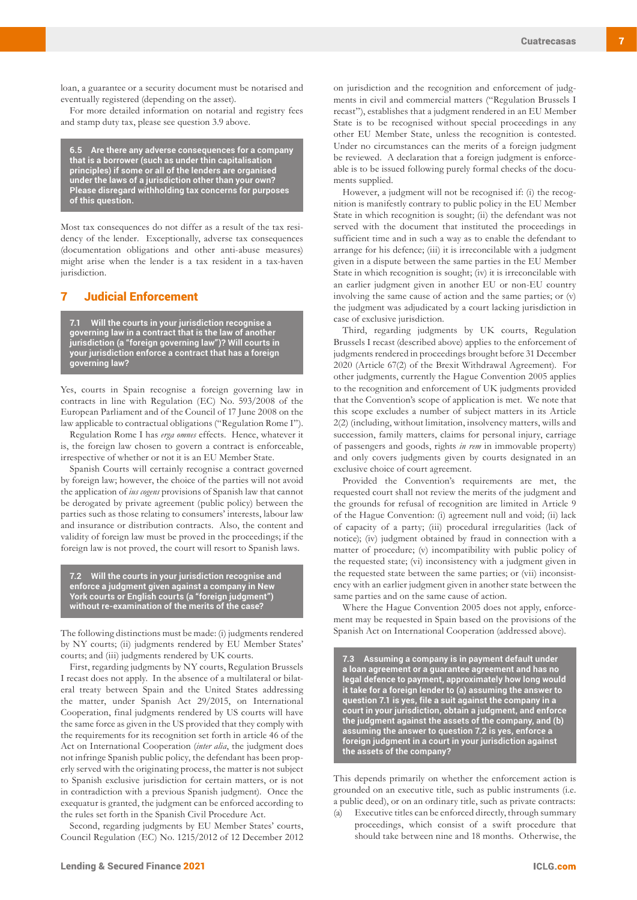loan, a guarantee or a security document must be notarised and eventually registered (depending on the asset).

For more detailed information on notarial and registry fees and stamp duty tax, please see question 3.9 above.

**6.5 Are there any adverse consequences for a company that is a borrower (such as under thin capitalisation principles) if some or all of the lenders are organised under the laws of a jurisdiction other than your own? Please disregard withholding tax concerns for purposes of this question.**

Most tax consequences do not differ as a result of the tax residency of the lender. Exceptionally, adverse tax consequences (documentation obligations and other anti-abuse measures) might arise when the lender is a tax resident in a tax-haven jurisdiction.

## 7 Judicial Enforcement

**7.1 Will the courts in your jurisdiction recognise a governing law in a contract that is the law of another jurisdiction (a "foreign governing law")? Will courts in your jurisdiction enforce a contract that has a foreign governing law?**

Yes, courts in Spain recognise a foreign governing law in contracts in line with Regulation (EC) No. 593/2008 of the European Parliament and of the Council of 17 June 2008 on the law applicable to contractual obligations ("Regulation Rome I").

Regulation Rome I has *erga omnes* effects. Hence, whatever it is, the foreign law chosen to govern a contract is enforceable, irrespective of whether or not it is an EU Member State.

Spanish Courts will certainly recognise a contract governed by foreign law; however, the choice of the parties will not avoid the application of *ius cogens* provisions of Spanish law that cannot be derogated by private agreement (public policy) between the parties such as those relating to consumers' interests, labour law and insurance or distribution contracts. Also, the content and validity of foreign law must be proved in the proceedings; if the foreign law is not proved, the court will resort to Spanish laws.

**7.2 Will the courts in your jurisdiction recognise and enforce a judgment given against a company in New York courts or English courts (a "foreign judgment") without re-examination of the merits of the case?**

The following distinctions must be made: (i) judgments rendered by NY courts; (ii) judgments rendered by EU Member States' courts; and (iii) judgments rendered by UK courts.

First, regarding judgments by NY courts, Regulation Brussels I recast does not apply. In the absence of a multilateral or bilateral treaty between Spain and the United States addressing the matter, under Spanish Act 29/2015, on International Cooperation, final judgments rendered by US courts will have the same force as given in the US provided that they comply with the requirements for its recognition set forth in article 46 of the Act on International Cooperation (*inter alia*, the judgment does not infringe Spanish public policy, the defendant has been properly served with the originating process, the matter is not subject to Spanish exclusive jurisdiction for certain matters, or is not in contradiction with a previous Spanish judgment). Once the exequatur is granted, the judgment can be enforced according to the rules set forth in the Spanish Civil Procedure Act.

Second, regarding judgments by EU Member States' courts, Council Regulation (EC) No. 1215/2012 of 12 December 2012 on jurisdiction and the recognition and enforcement of judgments in civil and commercial matters ("Regulation Brussels I recast"), establishes that a judgment rendered in an EU Member State is to be recognised without special proceedings in any other EU Member State, unless the recognition is contested. Under no circumstances can the merits of a foreign judgment be reviewed. A declaration that a foreign judgment is enforceable is to be issued following purely formal checks of the documents supplied.

However, a judgment will not be recognised if: (i) the recognition is manifestly contrary to public policy in the EU Member State in which recognition is sought; (ii) the defendant was not served with the document that instituted the proceedings in sufficient time and in such a way as to enable the defendant to arrange for his defence; (iii) it is irreconcilable with a judgment given in a dispute between the same parties in the EU Member State in which recognition is sought; (iv) it is irreconcilable with an earlier judgment given in another EU or non-EU country involving the same cause of action and the same parties; or (v) the judgment was adjudicated by a court lacking jurisdiction in case of exclusive jurisdiction.

Third, regarding judgments by UK courts, Regulation Brussels I recast (described above) applies to the enforcement of judgments rendered in proceedings brought before 31 December 2020 (Article 67(2) of the Brexit Withdrawal Agreement). For other judgments, currently the Hague Convention 2005 applies to the recognition and enforcement of UK judgments provided that the Convention's scope of application is met. We note that this scope excludes a number of subject matters in its Article 2(2) (including, without limitation, insolvency matters, wills and succession, family matters, claims for personal injury, carriage of passengers and goods, rights *in rem* in immovable property) and only covers judgments given by courts designated in an exclusive choice of court agreement.

Provided the Convention's requirements are met, the requested court shall not review the merits of the judgment and the grounds for refusal of recognition are limited in Article 9 of the Hague Convention: (i) agreement null and void; (ii) lack of capacity of a party; (iii) procedural irregularities (lack of notice); (iv) judgment obtained by fraud in connection with a matter of procedure; (v) incompatibility with public policy of the requested state; (vi) inconsistency with a judgment given in the requested state between the same parties; or (vii) inconsistency with an earlier judgment given in another state between the same parties and on the same cause of action.

Where the Hague Convention 2005 does not apply, enforcement may be requested in Spain based on the provisions of the Spanish Act on International Cooperation (addressed above).

**7.3 Assuming a company is in payment default under a loan agreement or a guarantee agreement and has no legal defence to payment, approximately how long would it take for a foreign lender to (a) assuming the answer to question 7.1 is yes, file a suit against the company in a court in your jurisdiction, obtain a judgment, and enforce the judgment against the assets of the company, and (b) assuming the answer to question 7.2 is yes, enforce a foreign judgment in a court in your jurisdiction against the assets of the company?**

This depends primarily on whether the enforcement action is grounded on an executive title, such as public instruments (i.e. a public deed), or on an ordinary title, such as private contracts:

(a) Executive titles can be enforced directly, through summary proceedings, which consist of a swift procedure that should take between nine and 18 months. Otherwise, the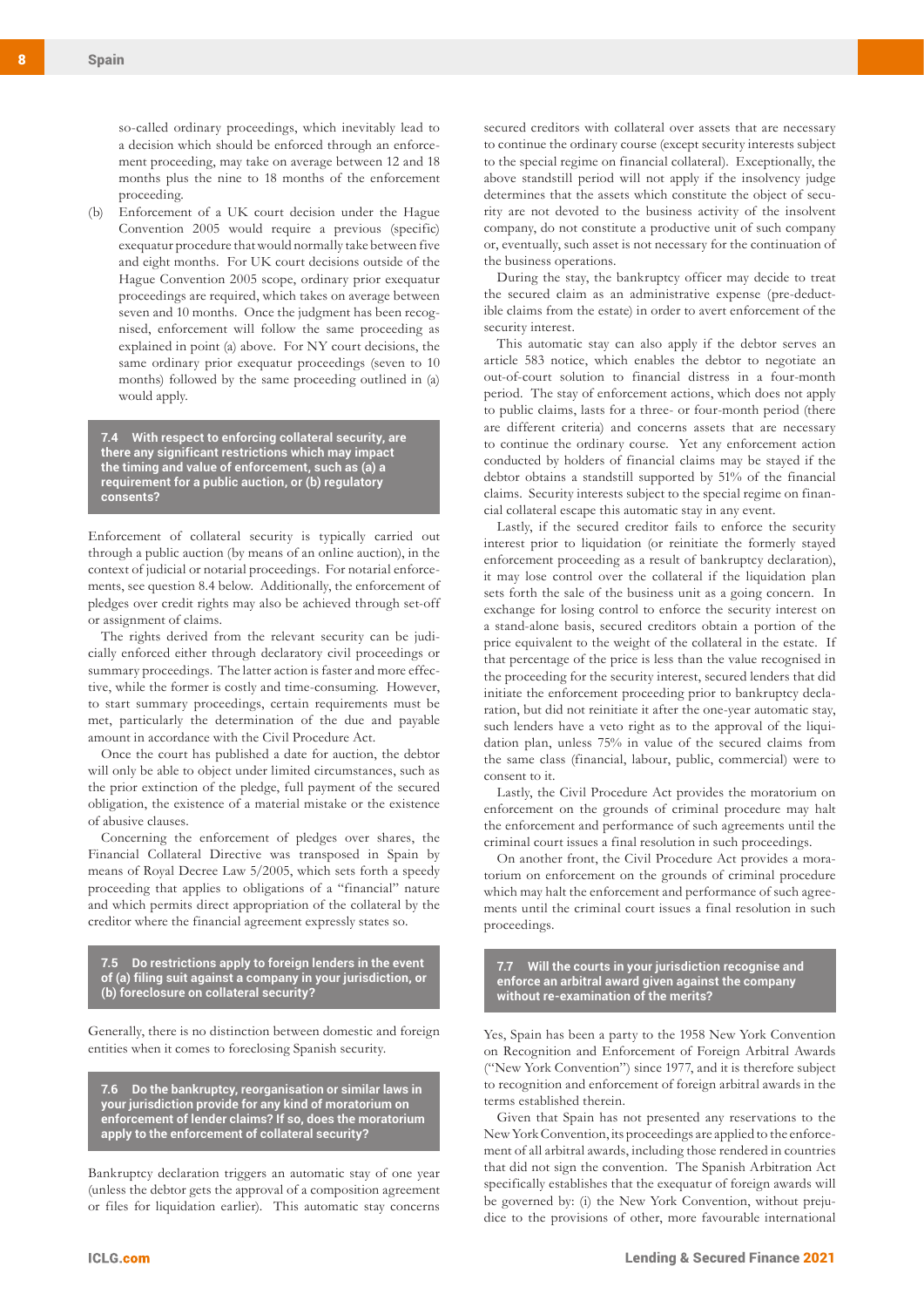so-called ordinary proceedings, which inevitably lead to a decision which should be enforced through an enforcement proceeding, may take on average between 12 and 18 months plus the nine to 18 months of the enforcement proceeding.

(b) Enforcement of a UK court decision under the Hague Convention 2005 would require a previous (specific) exequatur procedure that would normally take between five and eight months. For UK court decisions outside of the Hague Convention 2005 scope, ordinary prior exequatur proceedings are required, which takes on average between seven and 10 months. Once the judgment has been recognised, enforcement will follow the same proceeding as explained in point (a) above. For NY court decisions, the same ordinary prior exequatur proceedings (seven to 10 months) followed by the same proceeding outlined in (a) would apply.

### 7.4 With respect to enforcing collateral security, are there any significant restrictions which may impact the timing and value of enforcement, such as (a) a requirement for a public auction, or (b) regulatory consents?

Enforcement of collateral security is typically carried out through a public auction (by means of an online auction), in the context of judicial or notarial proceedings. For notarial enforcements, see question 8.4 below. Additionally, the enforcement of pledges over credit rights may also be achieved through set-off or assignment of claims.

The rights derived from the relevant security can be judicially enforced either through declaratory civil proceedings or summary proceedings. The latter action is faster and more effective, while the former is costly and time-consuming. However, to start summary proceedings, certain requirements must be met, particularly the determination of the due and payable amount in accordance with the Civil Procedure Act.

Once the court has published a date for auction, the debtor will only be able to object under limited circumstances, such as the prior extinction of the pledge, full payment of the secured obligation, the existence of a material mistake or the existence of abusive clauses.

Concerning the enforcement of pledges over shares, the Financial Collateral Directive was transposed in Spain by means of Royal Decree Law 5/2005, which sets forth a speedy proceeding that applies to obligations of a "financial" nature and which permits direct appropriation of the collateral by the creditor where the financial agreement expressly states so.

### 7.5 Do restrictions apply to foreign lenders in the event of (a) filing suit against a company in your jurisdiction, or (b) foreclosure on collateral security?

Generally, there is no distinction between domestic and foreign entities when it comes to foreclosing Spanish security.

### 7.6 Do the bankruptcy, reorganisation or similar laws in your jurisdiction provide for any kind of moratorium on enforcement of lender claims? If so, does the moratorium apply to the enforcement of collateral security?

Bankruptcy declaration triggers an automatic stay of one year (unless the debtor gets the approval of a composition agreement or files for liquidation earlier). This automatic stay concerns secured creditors with collateral over assets that are necessary to continue the ordinary course (except security interests subject to the special regime on financial collateral). Exceptionally, the above standstill period will not apply if the insolvency judge determines that the assets which constitute the object of security are not devoted to the business activity of the insolvent company, do not constitute a productive unit of such company or, eventually, such asset is not necessary for the continuation of the business operations.

During the stay, the bankruptcy officer may decide to treat the secured claim as an administrative expense (pre-deductible claims from the estate) in order to avert enforcement of the security interest.

This automatic stay can also apply if the debtor serves an article 583 notice, which enables the debtor to negotiate an out-of-court solution to financial distress in a four-month period. The stay of enforcement actions, which does not apply to public claims, lasts for a three- or four-month period (there are different criteria) and concerns assets that are necessary to continue the ordinary course. Yet any enforcement action conducted by holders of financial claims may be stayed if the debtor obtains a standstill supported by 51% of the financial claims. Security interests subject to the special regime on financial collateral escape this automatic stay in any event.

Lastly, if the secured creditor fails to enforce the security interest prior to liquidation (or reinitiate the formerly stayed enforcement proceeding as a result of bankruptcy declaration), it may lose control over the collateral if the liquidation plan sets forth the sale of the business unit as a going concern. In exchange for losing control to enforce the security interest on a stand-alone basis, secured creditors obtain a portion of the price equivalent to the weight of the collateral in the estate. If that percentage of the price is less than the value recognised in the proceeding for the security interest, secured lenders that did initiate the enforcement proceeding prior to bankruptcy declaration, but did not reinitiate it after the one-year automatic stay, such lenders have a veto right as to the approval of the liquidation plan, unless 75% in value of the secured claims from the same class (financial, labour, public, commercial) were to consent to it.

Lastly, the Civil Procedure Act provides the moratorium on enforcement on the grounds of criminal procedure may halt the enforcement and performance of such agreements until the criminal court issues a final resolution in such proceedings.

On another front, the Civil Procedure Act provides a moratorium on enforcement on the grounds of criminal procedure which may halt the enforcement and performance of such agreements until the criminal court issues a final resolution in such proceedings.

### 7.7 Will the courts in your jurisdiction recognise and enforce an arbitral award given against the company without re-examination of the merits?

Yes, Spain has been a party to the 1958 New York Convention on Recognition and Enforcement of Foreign Arbitral Awards ("New York Convention") since 1977, and it is therefore subject to recognition and enforcement of foreign arbitral awards in the terms established therein.

Given that Spain has not presented any reservations to the New York Convention, its proceedings are applied to the enforcement of all arbitral awards, including those rendered in countries that did not sign the convention. The Spanish Arbitration Act specifically establishes that the exequatur of foreign awards will be governed by: (i) the New York Convention, without prejudice to the provisions of other, more favourable international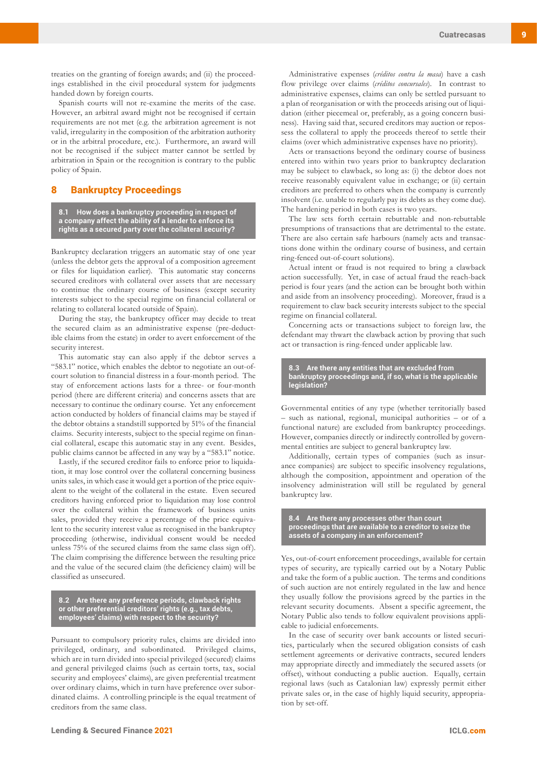treaties on the granting of foreign awards; and (ii) the proceedings established in the civil procedural system for judgments handed down by foreign courts.

Spanish courts will not re-examine the merits of the case. However, an arbitral award might not be recognised if certain requirements are not met (e.g. the arbitration agreement is not valid, irregularity in the composition of the arbitration authority or in the arbitral procedure, etc.). Furthermore, an award will not be recognised if the subject matter cannot be settled by arbitration in Spain or the recognition is contrary to the public policy of Spain.

## 8 Bankruptcy Proceedings

### 8.1 How does a bankruptcy proceeding in respect of a company affect the ability of a lender to enforce its rights as a secured party over the collateral security?

Bankruptcy declaration triggers an automatic stay of one year (unless the debtor gets the approval of a composition agreement or files for liquidation earlier). This automatic stay concerns secured creditors with collateral over assets that are necessary to continue the ordinary course of business (except security interests subject to the special regime on financial collateral or relating to collateral located outside of Spain).

During the stay, the bankruptcy officer may decide to treat the secured claim as an administrative expense (pre-deductible claims from the estate) in order to avert enforcement of the security interest.

This automatic stay can also apply if the debtor serves a "583.1" notice, which enables the debtor to negotiate an out-of-court solution to financial distress in a four-month period. The stay of enforcement actions lasts for a three- or four-month period (there are different criteria) and concerns assets that are necessary to continue the ordinary course. Yet any enforcement action conducted by holders of financial claims may be stayed if the debtor obtains a standstill supported by 51% of the financial claims. Security interests, subject to the special regime on financial collateral, escape this automatic stay in any event. Besides, public claims cannot be affected in any way by a "583.1" notice.

Lastly, if the secured creditor fails to enforce prior to liquidation, it may lose control over the collateral concerning business units sales, in which case it would get a portion of the price equivalent to the weight of the collateral in the estate. Even secured creditors having enforced prior to liquidation may lose control over the collateral within the framework of business units sales, provided they receive a percentage of the price equivalent to the security interest value as recognised in the bankruptcy proceeding (otherwise, individual consent would be needed unless 75% of the secured claims from the same class sign off). The claim comprising the difference between the resulting price and the value of the secured claim (the deficiency claim) will be classified as unsecured.

### 8.2 Are there any preference periods, clawback rights or other preferential creditors' rights (e.g., tax debts, employees' claims) with respect to the security?

Pursuant to compulsory priority rules, claims are divided into privileged, ordinary, and subordinated. Privileged claims, which are in turn divided into special privileged (secured) claims and general privileged claims (such as certain torts, tax, social security and employees' claims), are given preferential treatment over ordinary claims, which in turn have preference over subordinated claims. A controlling principle is the equal treatment of creditors from the same class.

Administrative expenses (*créditos contra la masa*) have a cash flow privilege over claims (*créditos concursales*). In contrast to administrative expenses, claims can only be settled pursuant to a plan of reorganisation or with the proceeds arising out of liquidation (either piecemeal or, preferably, as a going concern business). Having said that, secured creditors may auction or repossess the collateral to apply the proceeds thereof to settle their claims (over which administrative expenses have no priority).

Acts or transactions beyond the ordinary course of business entered into within two years prior to bankruptcy declaration may be subject to clawback, so long as: (i) the debtor does not receive reasonably equivalent value in exchange; or (ii) certain creditors are preferred to others when the company is currently insolvent (i.e. unable to regularly pay its debts as they come due). The hardening period in both cases is two years.

The law sets forth certain rebuttable and non-rebuttable presumptions of transactions that are detrimental to the estate. There are also certain safe harbours (namely acts and transactions done within the ordinary course of business, and certain ring-fenced out-of-court solutions).

Actual intent or fraud is not required to bring a clawback action successfully. Yet, in case of actual fraud the reach-back period is four years (and the action can be brought both within and aside from an insolvency proceeding). Moreover, fraud is a requirement to claw back security interests subject to the special regime on financial collateral.

Concerning acts or transactions subject to foreign law, the defendant may thwart the clawback action by proving that such act or transaction is ring-fenced under applicable law.

### 8.3 Are there any entities that are excluded from bankruptcy proceedings and, if so, what is the applicable legislation?

Governmental entities of any type (whether territorially based – such as national, regional, municipal authorities – or of a functional nature) are excluded from bankruptcy proceedings. However, companies directly or indirectly controlled by governmental entities are subject to general bankruptcy law.

Additionally, certain types of companies (such as insurance companies) are subject to specific insolvency regulations, although the composition, appointment and operation of the insolvency administration will still be regulated by general bankruptcy law.

### 8.4 Are there any processes other than court proceedings that are available to a creditor to seize the assets of a company in an enforcement?

Yes, out-of-court enforcement proceedings, available for certain types of security, are typically carried out by a Notary Public and take the form of a public auction. The terms and conditions of such auction are not entirely regulated in the law and hence they usually follow the provisions agreed by the parties in the relevant security documents. Absent a specific agreement, the Notary Public also tends to follow equivalent provisions applicable to judicial enforcements.

In the case of security over bank accounts or listed securities, particularly when the secured obligation consists of cash settlement agreements or derivative contracts, secured lenders may appropriate directly and immediately the secured assets (or offset), without conducting a public auction. Equally, certain regional laws (such as Catalonian law) expressly permit either private sales or, in the case of highly liquid security, appropriation by set-off.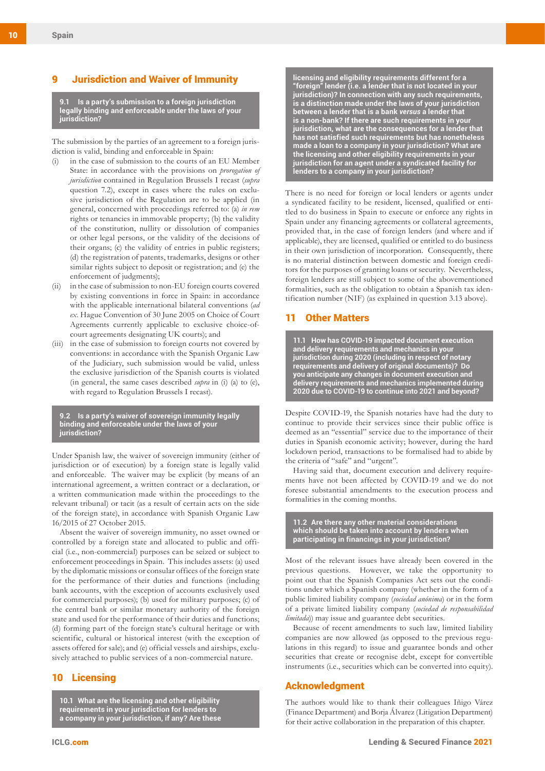## 9 Jurisdiction and Waiver of Immunity

**9.1 Is a party's submission to a foreign jurisdiction legally binding and enforceable under the laws of your jurisdiction?**

The submission by the parties of an agreement to a foreign jurisdiction is valid, binding and enforceable in Spain:

(i) in the case of submission to the courts of an EU Member State: in accordance with the provisions on *prorogation of jurisdiction* contained in Regulation Brussels I recast (*supra* question 7.2), except in cases where the rules on exclusive jurisdiction of the Regulation are to be applied (in general, concerned with proceedings referred to: (a) *in rem* rights or tenancies in immovable property; (b) the validity of the constitution, nullity or dissolution of companies or other legal persons, or the validity of the decisions of their organs; (c) the validity of entries in public registers; (d) the registration of patents, trademarks, designs or other similar rights subject to deposit or registration; and (e) the enforcement of judgments);

(ii) in the case of submission to non-EU foreign courts covered by existing conventions in force in Spain: in accordance with the applicable international bilateral conventions (*ad ex.* Hague Convention of 30 June 2005 on Choice of Court Agreements currently applicable to exclusive choice-of-court agreements designating UK courts); and

(iii) in the case of submission to foreign courts not covered by conventions: in accordance with the Spanish Organic Law of the Judiciary, such submission would be valid, unless the exclusive jurisdiction of the Spanish courts is violated (in general, the same cases described *supra* in (i) (a) to (e), with regard to Regulation Brussels I recast).

**9.2 Is a party's waiver of sovereign immunity legally binding and enforceable under the laws of your jurisdiction?**

Under Spanish law, the waiver of sovereign immunity (either of jurisdiction or of execution) by a foreign state is legally valid and enforceable. The waiver may be explicit (by means of an international agreement, a written contract or a declaration, or a written communication made within the proceedings to the relevant tribunal) or tacit (as a result of certain acts on the side of the foreign state), in accordance with Spanish Organic Law 16/2015 of 27 October 2015.

Absent the waiver of sovereign immunity, no asset owned or controlled by a foreign state and allocated to public and official (i.e., non-commercial) purposes can be seized or subject to enforcement proceedings in Spain. This includes assets: (a) used by the diplomatic missions or consular offices of the foreign state for the performance of their duties and functions (including bank accounts, with the exception of accounts exclusively used for commercial purposes); (b) used for military purposes; (c) of the central bank or similar monetary authority of the foreign state and used for the performance of their duties and functions; (d) forming part of the foreign state's cultural heritage or with scientific, cultural or historical interest (with the exception of assets offered for sale); and (e) official vessels and airships, exclusively attached to public services of a non-commercial nature.

## 10 Licensing

**10.1 What are the licensing and other eligibility requirements in your jurisdiction for lenders to a company in your jurisdiction, if any? Are these licensing and eligibility requirements different for a "foreign" lender (i.e. a lender that is not located in your jurisdiction)? In connection with any such requirements, is a distinction made under the laws of your jurisdiction between a lender that is a bank *versus* a lender that is a non-bank? If there are such requirements in your jurisdiction, what are the consequences for a lender that has not satisfied such requirements but has nonetheless made a loan to a company in your jurisdiction? What are the licensing and other eligibility requirements in your jurisdiction for an agent under a syndicated facility for lenders to a company in your jurisdiction?**

There is no need for foreign or local lenders or agents under a syndicated facility to be resident, licensed, qualified or entitled to do business in Spain to execute or enforce any rights in Spain under any financing agreements or collateral agreements, provided that, in the case of foreign lenders (and where and if applicable), they are licensed, qualified or entitled to do business in their own jurisdiction of incorporation. Consequently, there is no material distinction between domestic and foreign creditors for the purposes of granting loans or security. Nevertheless, foreign lenders are still subject to some of the abovementioned formalities, such as the obligation to obtain a Spanish tax identification number (NIF) (as explained in question 3.13 above).

## 11 Other Matters

**11.1 How has COVID-19 impacted document execution and delivery requirements and mechanics in your jurisdiction during 2020 (including in respect of notary requirements and delivery of original documents)? Do you anticipate any changes in document execution and delivery requirements and mechanics implemented during 2020 due to COVID-19 to continue into 2021 and beyond?**

Despite COVID-19, the Spanish notaries have had the duty to continue to provide their services since their public office is deemed as an "essential" service due to the importance of their duties in Spanish economic activity; however, during the hard lockdown period, transactions to be formalised had to abide by the criteria of "safe" and "urgent".

Having said that, document execution and delivery requirements have not been affected by COVID-19 and we do not foresee substantial amendments to the execution process and formalities in the coming months.

**11.2 Are there any other material considerations which should be taken into account by lenders when participating in financings in your jurisdiction?**

Most of the relevant issues have already been covered in the previous questions. However, we take the opportunity to point out that the Spanish Companies Act sets out the conditions under which a Spanish company (whether in the form of a public limited liability company (*sociedad anónima*) or in the form of a private limited liability company (*sociedad de responsabilidad limitada*)) may issue and guarantee debt securities.

Because of recent amendments to such law, limited liability companies are now allowed (as opposed to the previous regulations in this regard) to issue and guarantee bonds and other securities that create or recognise debt, except for convertible instruments (i.e., securities which can be converted into equity).

## Acknowledgment

The authors would like to thank their colleagues Iñigo Várez (Finance Department) and Borja Álvarez (Litigation Department) for their active collaboration in the preparation of this chapter.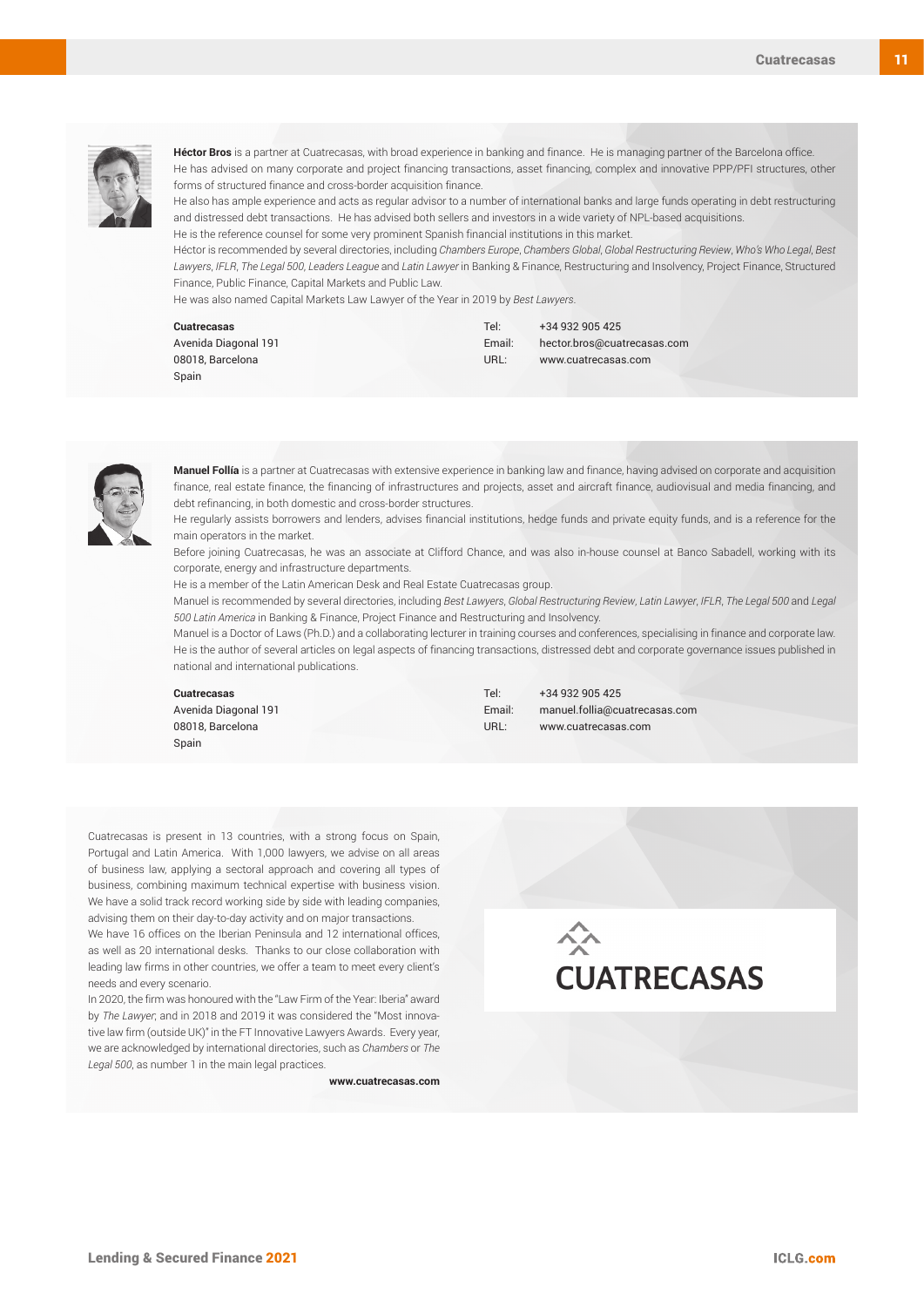**Héctor Bros** is a partner at Cuatrecasas, with broad experience in banking and finance. He is managing partner of the Barcelona office.
He has advised on many corporate and project financing transactions, asset financing, complex and innovative PPP/PFI structures, other forms of structured finance and cross-border acquisition finance.
He also has ample experience and acts as regular advisor to a number of international banks and large funds operating in debt restructuring and distressed debt transactions. He has advised both sellers and investors in a wide variety of NPL-based acquisitions.
He is the reference counsel for some very prominent Spanish financial institutions in this market.
Héctor is recommended by several directories, including *Chambers Europe*, *Chambers Global*, *Global Restructuring Review*, *Who's Who Legal*, *Best Lawyers*, *IFLR*, *The Legal 500*, *Leaders League* and *Latin Lawyer* in Banking & Finance, Restructuring and Insolvency, Project Finance, Structured Finance, Public Finance, Capital Markets and Public Law.
He was also named Capital Markets Law Lawyer of the Year in 2019 by *Best Lawyers*.

**Cuatrecasas**
Avenida Diagonal 191
08018, Barcelona
Spain

Tel: +34 932 905 425
Email: hector.bros@cuatrecasas.com
URL: www.cuatrecasas.com

**Manuel Follía** is a partner at Cuatrecasas with extensive experience in banking law and finance, having advised on corporate and acquisition finance, real estate finance, the financing of infrastructures and projects, asset and aircraft finance, audiovisual and media financing, and debt refinancing, in both domestic and cross-border structures.
He regularly assists borrowers and lenders, advises financial institutions, hedge funds and private equity funds, and is a reference for the main operators in the market.
Before joining Cuatrecasas, he was an associate at Clifford Chance, and was also in-house counsel at Banco Sabadell, working with its corporate, energy and infrastructure departments.
He is a member of the Latin American Desk and Real Estate Cuatrecasas group.
Manuel is recommended by several directories, including *Best Lawyers*, *Global Restructuring Review*, *Latin Lawyer*, *IFLR*, *The Legal 500* and *Legal 500 Latin America* in Banking & Finance, Project Finance and Restructuring and Insolvency.
Manuel is a Doctor of Laws (Ph.D.) and a collaborating lecturer in training courses and conferences, specialising in finance and corporate law.
He is the author of several articles on legal aspects of financing transactions, distressed debt and corporate governance issues published in national and international publications.

**Cuatrecasas**
Avenida Diagonal 191
08018, Barcelona
Spain

Tel: +34 932 905 425
Email: manuel.follia@cuatrecasas.com
URL: www.cuatrecasas.com

Cuatrecasas is present in 13 countries, with a strong focus on Spain, Portugal and Latin America. With 1,000 lawyers, we advise on all areas of business law, applying a sectoral approach and covering all types of business, combining maximum technical expertise with business vision. We have a solid track record working side by side with leading companies, advising them on their day-to-day activity and on major transactions.
We have 16 offices on the Iberian Peninsula and 12 international offices, as well as 20 international desks. Thanks to our close collaboration with leading law firms in other countries, we offer a team to meet every client's needs and every scenario.
In 2020, the firm was honoured with the "Law Firm of the Year: Iberia" award by *The Lawyer*; and in 2018 and 2019 it was considered the "Most innovative law firm (outside UK)" in the FT Innovative Lawyers Awards. Every year, we are acknowledged by international directories, such as *Chambers* or *The Legal 500*, as number 1 in the main legal practices.

**www.cuatrecasas.com**

CUATRECASAS